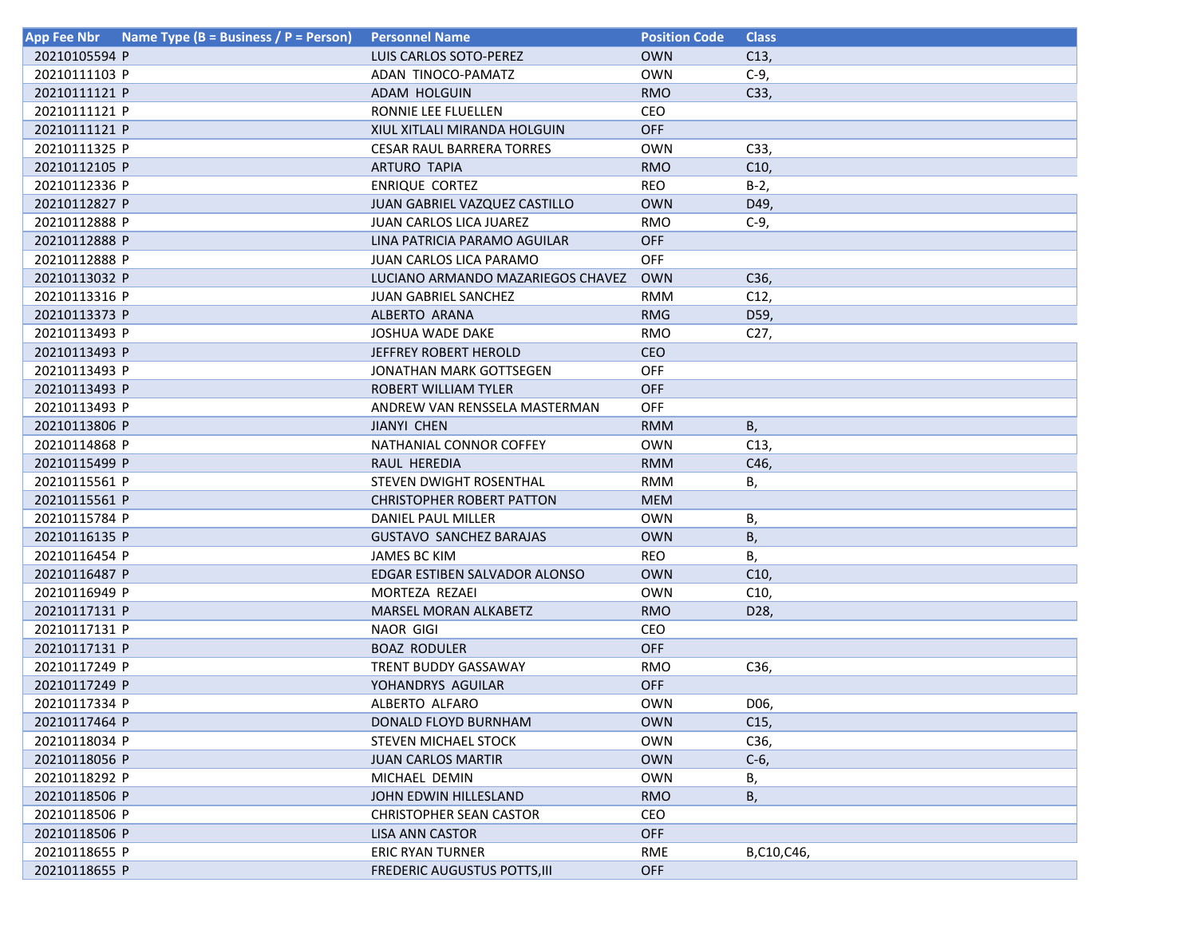| App Fee Nbr | Name Type (B = Business / P = Person) | Personnel Name | Position Code | Class |
|---|---|---|---|---|
| 20210105594 | P | LUIS CARLOS SOTO-PEREZ | OWN | C13, |
| 20210111103 | P | ADAN TINOCO-PAMATZ | OWN | C-9, |
| 20210111121 | P | ADAM HOLGUIN | RMO | C33, |
| 20210111121 | P | RONNIE LEE FLUELLEN | CEO | |
| 20210111121 | P | XIUL XITLALI MIRANDA HOLGUIN | OFF | |
| 20210111325 | P | CESAR RAUL BARRERA TORRES | OWN | C33, |
| 20210112105 | P | ARTURO TAPIA | RMO | C10, |
| 20210112336 | P | ENRIQUE CORTEZ | REO | B-2, |
| 20210112827 | P | JUAN GABRIEL VAZQUEZ CASTILLO | OWN | D49, |
| 20210112888 | P | JUAN CARLOS LICA JUAREZ | RMO | C-9, |
| 20210112888 | P | LINA PATRICIA PARAMO AGUILAR | OFF | |
| 20210112888 | P | JUAN CARLOS LICA PARAMO | OFF | |
| 20210113032 | P | LUCIANO ARMANDO MAZARIEGOS CHAVEZ | OWN | C36, |
| 20210113316 | P | JUAN GABRIEL SANCHEZ | RMM | C12, |
| 20210113373 | P | ALBERTO ARANA | RMG | D59, |
| 20210113493 | P | JOSHUA WADE DAKE | RMO | C27, |
| 20210113493 | P | JEFFREY ROBERT HEROLD | CEO | |
| 20210113493 | P | JONATHAN MARK GOTTSEGEN | OFF | |
| 20210113493 | P | ROBERT WILLIAM TYLER | OFF | |
| 20210113493 | P | ANDREW VAN RENSSELA MASTERMAN | OFF | |
| 20210113806 | P | JIANYI CHEN | RMM | B, |
| 20210114868 | P | NATHANIAL CONNOR COFFEY | OWN | C13, |
| 20210115499 | P | RAUL HEREDIA | RMM | C46, |
| 20210115561 | P | STEVEN DWIGHT ROSENTHAL | RMM | B, |
| 20210115561 | P | CHRISTOPHER ROBERT PATTON | MEM | |
| 20210115784 | P | DANIEL PAUL MILLER | OWN | B, |
| 20210116135 | P | GUSTAVO SANCHEZ BARAJAS | OWN | B, |
| 20210116454 | P | JAMES BC KIM | REO | B, |
| 20210116487 | P | EDGAR ESTIBEN SALVADOR ALONSO | OWN | C10, |
| 20210116949 | P | MORTEZA REZAEI | OWN | C10, |
| 20210117131 | P | MARSEL MORAN ALKABETZ | RMO | D28, |
| 20210117131 | P | NAOR GIGI | CEO | |
| 20210117131 | P | BOAZ RODULER | OFF | |
| 20210117249 | P | TRENT BUDDY GASSAWAY | RMO | C36, |
| 20210117249 | P | YOHANDRYS AGUILAR | OFF | |
| 20210117334 | P | ALBERTO ALFARO | OWN | D06, |
| 20210117464 | P | DONALD FLOYD BURNHAM | OWN | C15, |
| 20210118034 | P | STEVEN MICHAEL STOCK | OWN | C36, |
| 20210118056 | P | JUAN CARLOS MARTIR | OWN | C-6, |
| 20210118292 | P | MICHAEL DEMIN | OWN | B, |
| 20210118506 | P | JOHN EDWIN HILLESLAND | RMO | B, |
| 20210118506 | P | CHRISTOPHER SEAN CASTOR | CEO | |
| 20210118506 | P | LISA ANN CASTOR | OFF | |
| 20210118655 | P | ERIC RYAN TURNER | RME | B,C10,C46, |
| 20210118655 | P | FREDERIC AUGUSTUS POTTS,III | OFF | |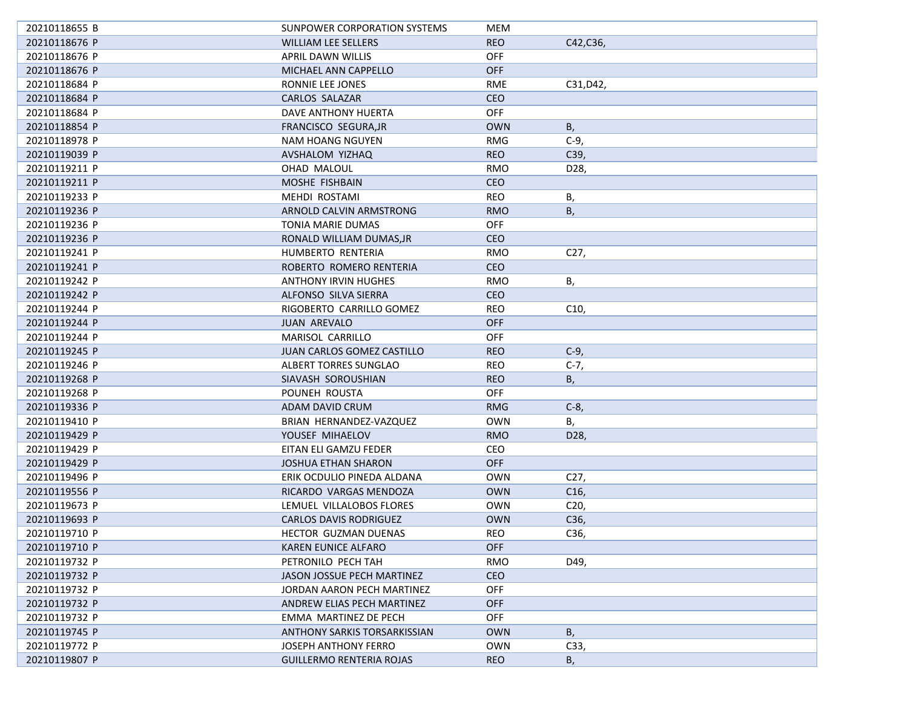| | | | |
|---|---|---|---|
| 20210118655 B | SUNPOWER CORPORATION SYSTEMS | MEM | |
| 20210118676 P | WILLIAM LEE SELLERS | REO | C42,C36, |
| 20210118676 P | APRIL DAWN WILLIS | OFF | |
| 20210118676 P | MICHAEL ANN CAPPELLO | OFF | |
| 20210118684 P | RONNIE LEE JONES | RME | C31,D42, |
| 20210118684 P | CARLOS SALAZAR | CEO | |
| 20210118684 P | DAVE ANTHONY HUERTA | OFF | |
| 20210118854 P | FRANCISCO SEGURA,JR | OWN | B, |
| 20210118978 P | NAM HOANG NGUYEN | RMG | C-9, |
| 20210119039 P | AVSHALOM YIZHAQ | REO | C39, |
| 20210119211 P | OHAD MALOUL | RMO | D28, |
| 20210119211 P | MOSHE FISHBAIN | CEO | |
| 20210119233 P | MEHDI ROSTAMI | REO | B, |
| 20210119236 P | ARNOLD CALVIN ARMSTRONG | RMO | B, |
| 20210119236 P | TONIA MARIE DUMAS | OFF | |
| 20210119236 P | RONALD WILLIAM DUMAS,JR | CEO | |
| 20210119241 P | HUMBERTO RENTERIA | RMO | C27, |
| 20210119241 P | ROBERTO ROMERO RENTERIA | CEO | |
| 20210119242 P | ANTHONY IRVIN HUGHES | RMO | B, |
| 20210119242 P | ALFONSO SILVA SIERRA | CEO | |
| 20210119244 P | RIGOBERTO CARRILLO GOMEZ | REO | C10, |
| 20210119244 P | JUAN AREVALO | OFF | |
| 20210119244 P | MARISOL CARRILLO | OFF | |
| 20210119245 P | JUAN CARLOS GOMEZ CASTILLO | REO | C-9, |
| 20210119246 P | ALBERT TORRES SUNGLAO | REO | C-7, |
| 20210119268 P | SIAVASH SOROUSHIAN | REO | B, |
| 20210119268 P | POUNEH ROUSTA | OFF | |
| 20210119336 P | ADAM DAVID CRUM | RMG | C-8, |
| 20210119410 P | BRIAN HERNANDEZ-VAZQUEZ | OWN | B, |
| 20210119429 P | YOUSEF MIHAELOV | RMO | D28, |
| 20210119429 P | EITAN ELI GAMZU FEDER | CEO | |
| 20210119429 P | JOSHUA ETHAN SHARON | OFF | |
| 20210119496 P | ERIK OCDULIO PINEDA ALDANA | OWN | C27, |
| 20210119556 P | RICARDO VARGAS MENDOZA | OWN | C16, |
| 20210119673 P | LEMUEL VILLALOBOS FLORES | OWN | C20, |
| 20210119693 P | CARLOS DAVIS RODRIGUEZ | OWN | C36, |
| 20210119710 P | HECTOR GUZMAN DUENAS | REO | C36, |
| 20210119710 P | KAREN EUNICE ALFARO | OFF | |
| 20210119732 P | PETRONILO PECH TAH | RMO | D49, |
| 20210119732 P | JASON JOSSUE PECH MARTINEZ | CEO | |
| 20210119732 P | JORDAN AARON PECH MARTINEZ | OFF | |
| 20210119732 P | ANDREW ELIAS PECH MARTINEZ | OFF | |
| 20210119732 P | EMMA MARTINEZ DE PECH | OFF | |
| 20210119745 P | ANTHONY SARKIS TORSARKISSIAN | OWN | B, |
| 20210119772 P | JOSEPH ANTHONY FERRO | OWN | C33, |
| 20210119807 P | GUILLERMO RENTERIA ROJAS | REO | B, |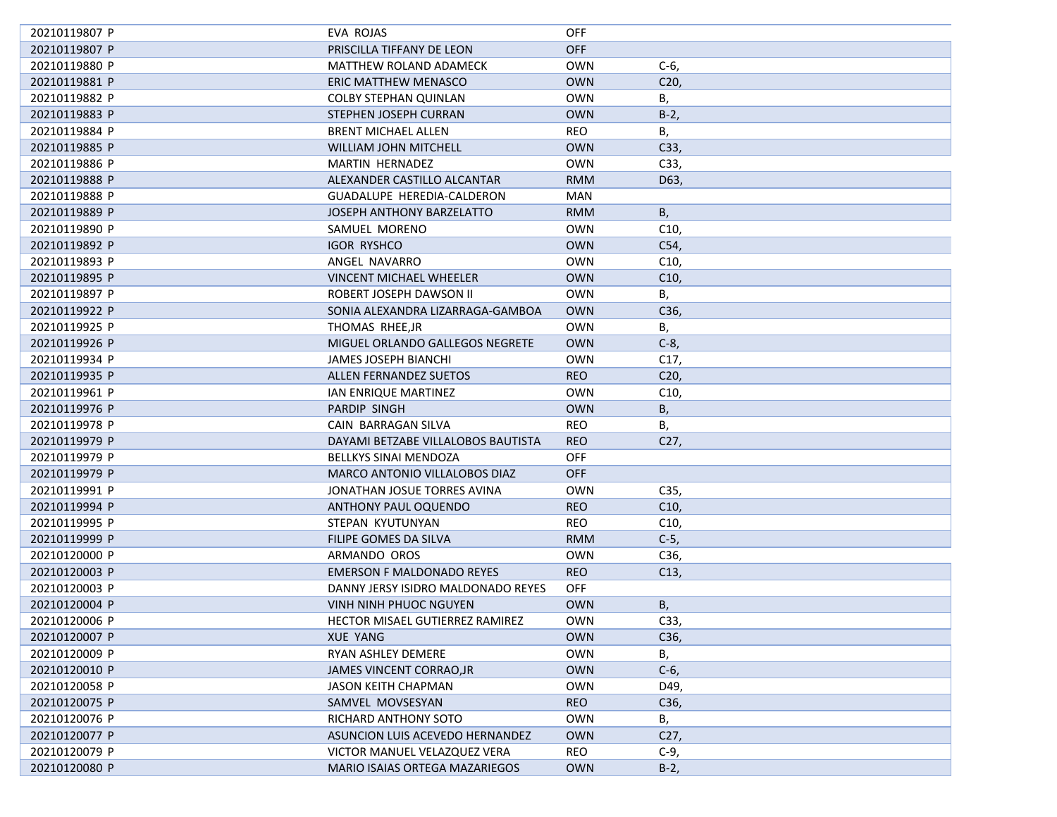| | | | |
|---|---|---|---|
| 20210119807 P | EVA ROJAS | OFF | |
| 20210119807 P | PRISCILLA TIFFANY DE LEON | OFF | |
| 20210119880 P | MATTHEW ROLAND ADAMECK | OWN | C-6, |
| 20210119881 P | ERIC MATTHEW MENASCO | OWN | C20, |
| 20210119882 P | COLBY STEPHAN QUINLAN | OWN | B, |
| 20210119883 P | STEPHEN JOSEPH CURRAN | OWN | B-2, |
| 20210119884 P | BRENT MICHAEL ALLEN | REO | B, |
| 20210119885 P | WILLIAM JOHN MITCHELL | OWN | C33, |
| 20210119886 P | MARTIN HERNADEZ | OWN | C33, |
| 20210119888 P | ALEXANDER CASTILLO ALCANTAR | RMM | D63, |
| 20210119888 P | GUADALUPE HEREDIA-CALDERON | MAN | |
| 20210119889 P | JOSEPH ANTHONY BARZELATTO | RMM | B, |
| 20210119890 P | SAMUEL MORENO | OWN | C10, |
| 20210119892 P | IGOR RYSHCO | OWN | C54, |
| 20210119893 P | ANGEL NAVARRO | OWN | C10, |
| 20210119895 P | VINCENT MICHAEL WHEELER | OWN | C10, |
| 20210119897 P | ROBERT JOSEPH DAWSON II | OWN | B, |
| 20210119922 P | SONIA ALEXANDRA LIZARRAGA-GAMBOA | OWN | C36, |
| 20210119925 P | THOMAS RHEE,JR | OWN | B, |
| 20210119926 P | MIGUEL ORLANDO GALLEGOS NEGRETE | OWN | C-8, |
| 20210119934 P | JAMES JOSEPH BIANCHI | OWN | C17, |
| 20210119935 P | ALLEN FERNANDEZ SUETOS | REO | C20, |
| 20210119961 P | IAN ENRIQUE MARTINEZ | OWN | C10, |
| 20210119976 P | PARDIP SINGH | OWN | B, |
| 20210119978 P | CAIN BARRAGAN SILVA | REO | B, |
| 20210119979 P | DAYAMI BETZABE VILLALOBOS BAUTISTA | REO | C27, |
| 20210119979 P | BELLKYS SINAI MENDOZA | OFF | |
| 20210119979 P | MARCO ANTONIO VILLALOBOS DIAZ | OFF | |
| 20210119991 P | JONATHAN JOSUE TORRES AVINA | OWN | C35, |
| 20210119994 P | ANTHONY PAUL OQUENDO | REO | C10, |
| 20210119995 P | STEPAN KYUTUNYAN | REO | C10, |
| 20210119999 P | FILIPE GOMES DA SILVA | RMM | C-5, |
| 20210120000 P | ARMANDO OROS | OWN | C36, |
| 20210120003 P | EMERSON F MALDONADO REYES | REO | C13, |
| 20210120003 P | DANNY JERSY ISIDRO MALDONADO REYES | OFF | |
| 20210120004 P | VINH NINH PHUOC NGUYEN | OWN | B, |
| 20210120006 P | HECTOR MISAEL GUTIERREZ RAMIREZ | OWN | C33, |
| 20210120007 P | XUE YANG | OWN | C36, |
| 20210120009 P | RYAN ASHLEY DEMERE | OWN | B, |
| 20210120010 P | JAMES VINCENT CORRAO,JR | OWN | C-6, |
| 20210120058 P | JASON KEITH CHAPMAN | OWN | D49, |
| 20210120075 P | SAMVEL MOVSESYAN | REO | C36, |
| 20210120076 P | RICHARD ANTHONY SOTO | OWN | B, |
| 20210120077 P | ASUNCION LUIS ACEVEDO HERNANDEZ | OWN | C27, |
| 20210120079 P | VICTOR MANUEL VELAZQUEZ VERA | REO | C-9, |
| 20210120080 P | MARIO ISAIAS ORTEGA MAZARIEGOS | OWN | B-2, |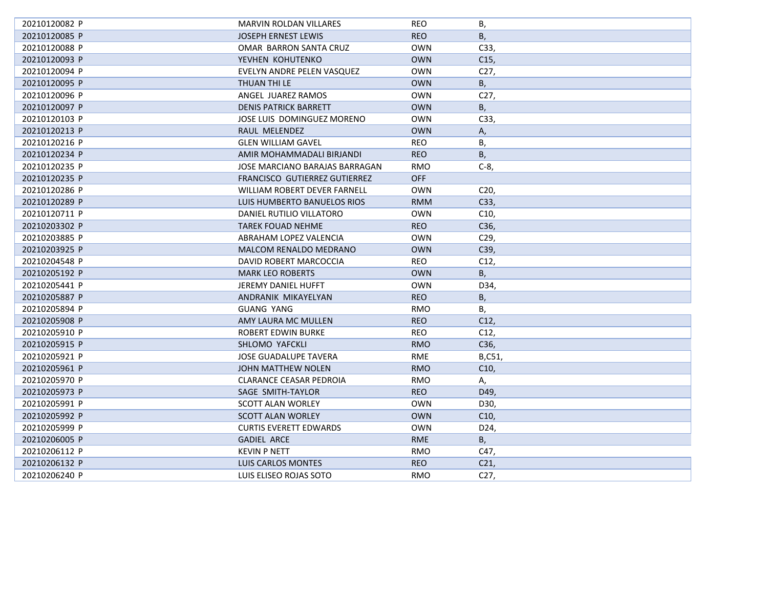| | | | |
|---|---|---|---|
| 20210120082 P | MARVIN ROLDAN VILLARES | REO | B, |
| 20210120085 P | JOSEPH ERNEST LEWIS | REO | B, |
| 20210120088 P | OMAR BARRON SANTA CRUZ | OWN | C33, |
| 20210120093 P | YEVHEN KOHUTENKO | OWN | C15, |
| 20210120094 P | EVELYN ANDRE PELEN VASQUEZ | OWN | C27, |
| 20210120095 P | THUAN THI LE | OWN | B, |
| 20210120096 P | ANGEL JUAREZ RAMOS | OWN | C27, |
| 20210120097 P | DENIS PATRICK BARRETT | OWN | B, |
| 20210120103 P | JOSE LUIS DOMINGUEZ MORENO | OWN | C33, |
| 20210120213 P | RAUL MELENDEZ | OWN | A, |
| 20210120216 P | GLEN WILLIAM GAVEL | REO | B, |
| 20210120234 P | AMIR MOHAMMADALI BIRJANDI | REO | B, |
| 20210120235 P | JOSE MARCIANO BARAJAS BARRAGAN | RMO | C-8, |
| 20210120235 P | FRANCISCO GUTIERREZ GUTIERREZ | OFF | |
| 20210120286 P | WILLIAM ROBERT DEVER FARNELL | OWN | C20, |
| 20210120289 P | LUIS HUMBERTO BANUELOS RIOS | RMM | C33, |
| 20210120711 P | DANIEL RUTILIO VILLATORO | OWN | C10, |
| 20210203302 P | TAREK FOUAD NEHME | REO | C36, |
| 20210203885 P | ABRAHAM LOPEZ VALENCIA | OWN | C29, |
| 20210203925 P | MALCOM RENALDO MEDRANO | OWN | C39, |
| 20210204548 P | DAVID ROBERT MARCOCCIA | REO | C12, |
| 20210205192 P | MARK LEO ROBERTS | OWN | B, |
| 20210205441 P | JEREMY DANIEL HUFFT | OWN | D34, |
| 20210205887 P | ANDRANIK MIKAYELYAN | REO | B, |
| 20210205894 P | GUANG YANG | RMO | B, |
| 20210205908 P | AMY LAURA MC MULLEN | REO | C12, |
| 20210205910 P | ROBERT EDWIN BURKE | REO | C12, |
| 20210205915 P | SHLOMO YAFCKLI | RMO | C36, |
| 20210205921 P | JOSE GUADALUPE TAVERA | RME | B,C51, |
| 20210205961 P | JOHN MATTHEW NOLEN | RMO | C10, |
| 20210205970 P | CLARANCE CEASAR PEDROIA | RMO | A, |
| 20210205973 P | SAGE SMITH-TAYLOR | REO | D49, |
| 20210205991 P | SCOTT ALAN WORLEY | OWN | D30, |
| 20210205992 P | SCOTT ALAN WORLEY | OWN | C10, |
| 20210205999 P | CURTIS EVERETT EDWARDS | OWN | D24, |
| 20210206005 P | GADIEL ARCE | RME | B, |
| 20210206112 P | KEVIN P NETT | RMO | C47, |
| 20210206132 P | LUIS CARLOS MONTES | REO | C21, |
| 20210206240 P | LUIS ELISEO ROJAS SOTO | RMO | C27, |